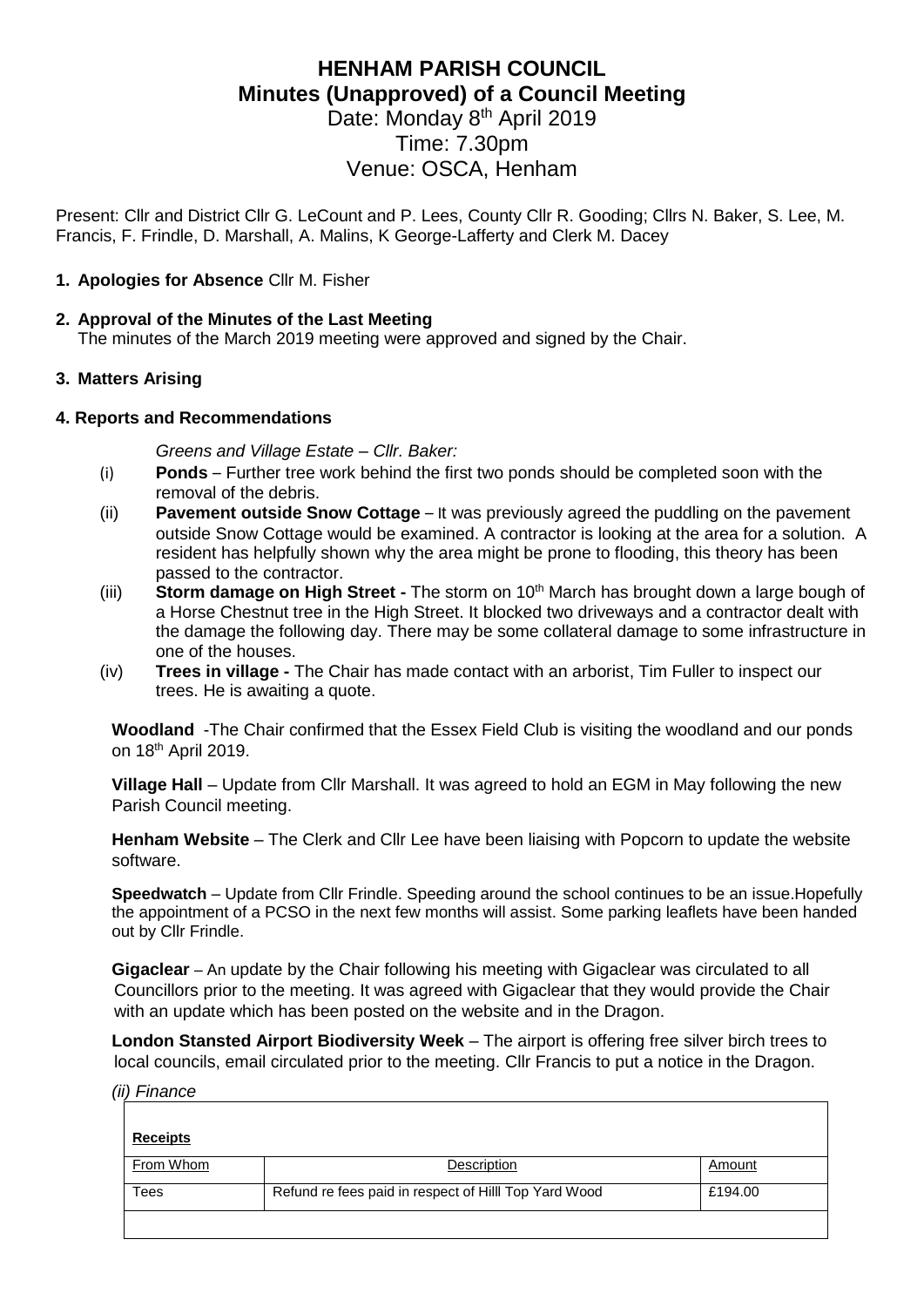# HENHAM PARISH COUNCIL
## Minutes (Unapproved) of a Council Meeting

Date: Monday 8th April 2019
Time: 7.30pm
Venue: OSCA, Henham

Present: Cllr and District Cllr G. LeCount and P. Lees, County Cllr R. Gooding; Cllrs N. Baker, S. Lee, M. Francis, F. Frindle, D. Marshall, A. Malins, K George-Lafferty and Clerk M. Dacey

1. **Apologies for Absence** Cllr M. Fisher

2. **Approval of the Minutes of the Last Meeting**
   The minutes of the March 2019 meeting were approved and signed by the Chair.

3. **Matters Arising**

4. **Reports and Recommendations**

*Greens and Village Estate – Cllr. Baker:*

(i) **Ponds** – Further tree work behind the first two ponds should be completed soon with the removal of the debris.

(ii) **Pavement outside Snow Cottage** – It was previously agreed the puddling on the pavement outside Snow Cottage would be examined. A contractor is looking at the area for a solution. A resident has helpfully shown why the area might be prone to flooding, this theory has been passed to the contractor.

(iii) **Storm damage on High Street -** The storm on 10th March has brought down a large bough of a Horse Chestnut tree in the High Street. It blocked two driveways and a contractor dealt with the damage the following day. There may be some collateral damage to some infrastructure in one of the houses.

(iv) **Trees in village -** The Chair has made contact with an arborist, Tim Fuller to inspect our trees. He is awaiting a quote.

**Woodland** -The Chair confirmed that the Essex Field Club is visiting the woodland and our ponds on 18th April 2019.

**Village Hall** – Update from Cllr Marshall. It was agreed to hold an EGM in May following the new Parish Council meeting.

**Henham Website** – The Clerk and Cllr Lee have been liaising with Popcorn to update the website software.

**Speedwatch** – Update from Cllr Frindle. Speeding around the school continues to be an issue.Hopefully the appointment of a PCSO in the next few months will assist. Some parking leaflets have been handed out by Cllr Frindle.

**Gigaclear** – An update by the Chair following his meeting with Gigaclear was circulated to all Councillors prior to the meeting. It was agreed with Gigaclear that they would provide the Chair with an update which has been posted on the website and in the Dragon.

**London Stansted Airport Biodiversity Week** – The airport is offering free silver birch trees to local councils, email circulated prior to the meeting. Cllr Francis to put a notice in the Dragon.

*(ii) Finance*

**Receipts**

| From Whom | Description | Amount |
|---|---|---|
| Tees | Refund re fees paid in respect of Hilll Top Yard Wood | £194.00 |
| | | |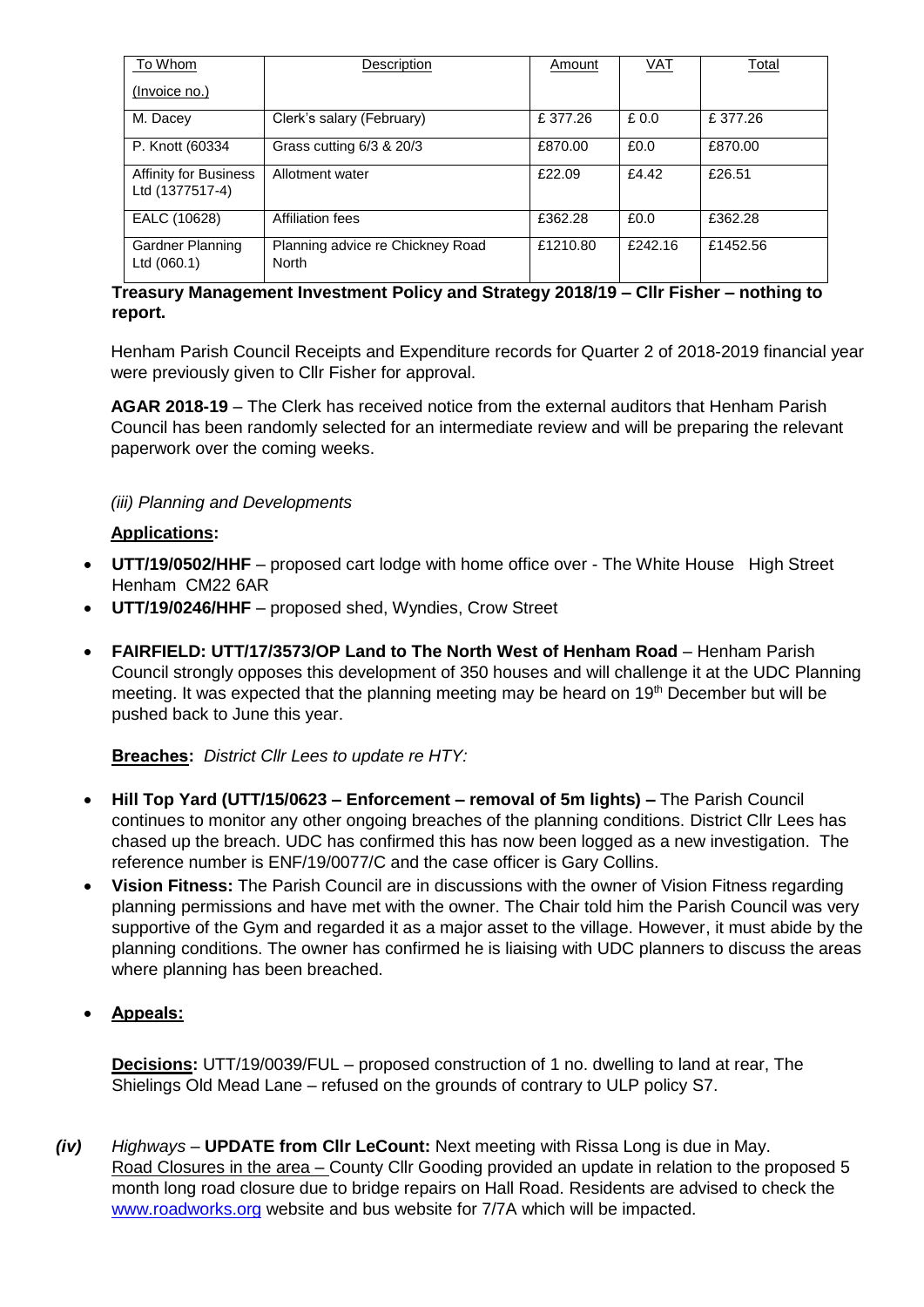| To Whom (Invoice no.) | Description | Amount | VAT | Total |
|---|---|---|---|---|
| M. Dacey | Clerk's salary (February) | £ 377.26 | £ 0.0 | £ 377.26 |
| P. Knott (60334 | Grass cutting 6/3 & 20/3 | £870.00 | £0.0 | £870.00 |
| Affinity for Business Ltd (1377517-4) | Allotment water | £22.09 | £4.42 | £26.51 |
| EALC (10628) | Affiliation fees | £362.28 | £0.0 | £362.28 |
| Gardner Planning Ltd (060.1) | Planning advice re Chickney Road North | £1210.80 | £242.16 | £1452.56 |

**Treasury Management Investment Policy and Strategy 2018/19 – Cllr Fisher – nothing to report.**

Henham Parish Council Receipts and Expenditure records for Quarter 2 of 2018-2019 financial year were previously given to Cllr Fisher for approval.

**AGAR 2018-19** – The Clerk has received notice from the external auditors that Henham Parish Council has been randomly selected for an intermediate review and will be preparing the relevant paperwork over the coming weeks.

*(iii) Planning and Developments*

**Applications:**

- **UTT/19/0502/HHF** – proposed cart lodge with home office over - The White House High Street Henham CM22 6AR
- **UTT/19/0246/HHF** – proposed shed, Wyndies, Crow Street
- **FAIRFIELD: UTT/17/3573/OP Land to The North West of Henham Road** – Henham Parish Council strongly opposes this development of 350 houses and will challenge it at the UDC Planning meeting. It was expected that the planning meeting may be heard on 19th December but will be pushed back to June this year.

**Breaches:** *District Cllr Lees to update re HTY:*

- **Hill Top Yard (UTT/15/0623 – Enforcement – removal of 5m lights) –** The Parish Council continues to monitor any other ongoing breaches of the planning conditions. District Cllr Lees has chased up the breach. UDC has confirmed this has now been logged as a new investigation. The reference number is ENF/19/0077/C and the case officer is Gary Collins.
- **Vision Fitness:** The Parish Council are in discussions with the owner of Vision Fitness regarding planning permissions and have met with the owner. The Chair told him the Parish Council was very supportive of the Gym and regarded it as a major asset to the village. However, it must abide by the planning conditions. The owner has confirmed he is liaising with UDC planners to discuss the areas where planning has been breached.
- **Appeals:**

**Decisions:** UTT/19/0039/FUL – proposed construction of 1 no. dwelling to land at rear, The Shielings Old Mead Lane – refused on the grounds of contrary to ULP policy S7.

***(iv)*** *Highways* – **UPDATE from Cllr LeCount:** Next meeting with Rissa Long is due in May. Road Closures in the area – County Cllr Gooding provided an update in relation to the proposed 5 month long road closure due to bridge repairs on Hall Road. Residents are advised to check the www.roadworks.org website and bus website for 7/7A which will be impacted.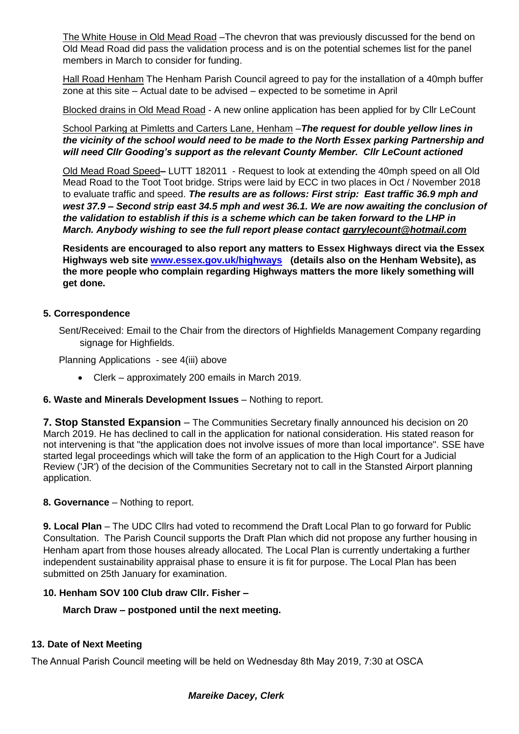The White House in Old Mead Road –The chevron that was previously discussed for the bend on Old Mead Road did pass the validation process and is on the potential schemes list for the panel members in March to consider for funding.

Hall Road Henham The Henham Parish Council agreed to pay for the installation of a 40mph buffer zone at this site – Actual date to be advised – expected to be sometime in April

Blocked drains in Old Mead Road - A new online application has been applied for by Cllr LeCount

School Parking at Pimletts and Carters Lane, Henham –***The request for double yellow lines in the vicinity of the school would need to be made to the North Essex parking Partnership and will need Cllr Gooding's support as the relevant County Member. Cllr LeCount actioned***

Old Mead Road Speed**–** LUTT 182011 - Request to look at extending the 40mph speed on all Old Mead Road to the Toot Toot bridge. Strips were laid by ECC in two places in Oct / November 2018 to evaluate traffic and speed. ***The results are as follows: First strip: East traffic 36.9 mph and west 37.9 – Second strip east 34.5 mph and west 36.1. We are now awaiting the conclusion of the validation to establish if this is a scheme which can be taken forward to the LHP in March. Anybody wishing to see the full report please contact garrylecount@hotmail.com***

**Residents are encouraged to also report any matters to Essex Highways direct via the Essex Highways web site www.essex.gov.uk/highways (details also on the Henham Website), as the more people who complain regarding Highways matters the more likely something will get done.**

**5. Correspondence**

Sent/Received: Email to the Chair from the directors of Highfields Management Company regarding signage for Highfields.

Planning Applications - see 4(iii) above

- Clerk – approximately 200 emails in March 2019.

**6. Waste and Minerals Development Issues** – Nothing to report.

**7. Stop Stansted Expansion** – The Communities Secretary finally announced his decision on 20 March 2019. He has declined to call in the application for national consideration. His stated reason for not intervening is that "the application does not involve issues of more than local importance". SSE have started legal proceedings which will take the form of an application to the High Court for a Judicial Review ('JR') of the decision of the Communities Secretary not to call in the Stansted Airport planning application.

**8. Governance** – Nothing to report.

**9. Local Plan** – The UDC Cllrs had voted to recommend the Draft Local Plan to go forward for Public Consultation. The Parish Council supports the Draft Plan which did not propose any further housing in Henham apart from those houses already allocated. The Local Plan is currently undertaking a further independent sustainability appraisal phase to ensure it is fit for purpose. The Local Plan has been submitted on 25th January for examination.

**10. Henham SOV 100 Club draw Cllr. Fisher –**

**March Draw – postponed until the next meeting.**

**13. Date of Next Meeting**

The Annual Parish Council meeting will be held on Wednesday 8th May 2019, 7:30 at OSCA

***Mareike Dacey, Clerk***